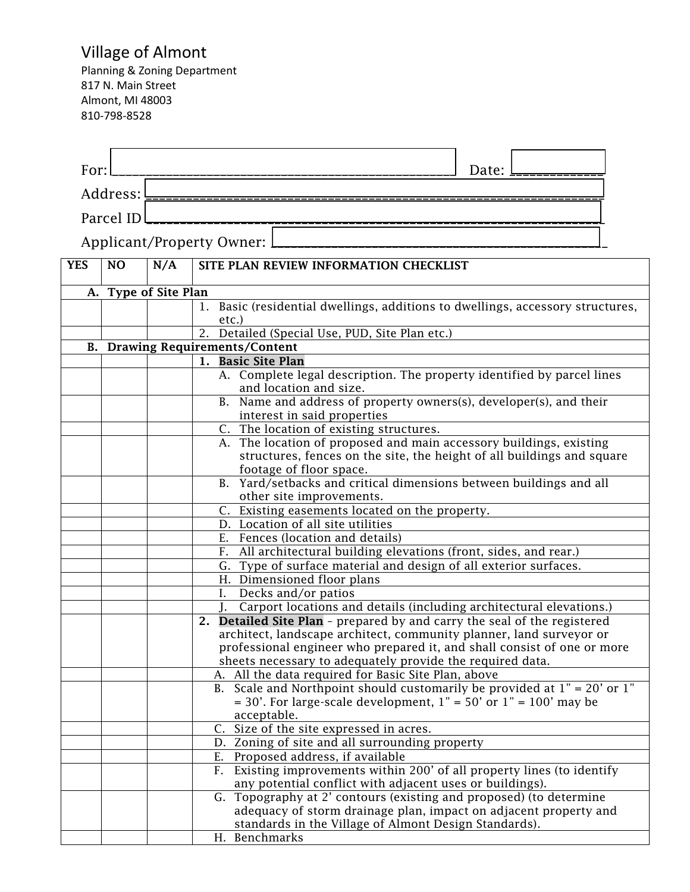# Village of Almont

Planning & Zoning Department
817 N. Main Street
Almont, MI 48003
810-798-8528

For: ____________________________________________ Date: ___________

Address: ____________________________________________________________

Parcel ID ___________________________________________________________

Applicant/Property Owner: ___________________________________________

| YES | NO | N/A | SITE PLAN REVIEW INFORMATION CHECKLIST |
|---|---|---|---|
| **A. Type of Site Plan** | | | |
| | | | 1. Basic (residential dwellings, additions to dwellings, accessory structures, etc.) |
| | | | 2. Detailed (Special Use, PUD, Site Plan etc.) |
| **B. Drawing Requirements/Content** | | | |
| | | | **1. Basic Site Plan** |
| | | | A. Complete legal description. The property identified by parcel lines and location and size. |
| | | | B. Name and address of property owners(s), developer(s), and their interest in said properties |
| | | | C. The location of existing structures. |
| | | | A. The location of proposed and main accessory buildings, existing structures, fences on the site, the height of all buildings and square footage of floor space. |
| | | | B. Yard/setbacks and critical dimensions between buildings and all other site improvements. |
| | | | C. Existing easements located on the property. |
| | | | D. Location of all site utilities |
| | | | E. Fences (location and details) |
| | | | F. All architectural building elevations (front, sides, and rear.) |
| | | | G. Type of surface material and design of all exterior surfaces. |
| | | | H. Dimensioned floor plans |
| | | | I. Decks and/or patios |
| | | | J. Carport locations and details (including architectural elevations.) |
| | | | **2. Detailed Site Plan** – prepared by and carry the seal of the registered architect, landscape architect, community planner, land surveyor or professional engineer who prepared it, and shall consist of one or more sheets necessary to adequately provide the required data. |
| | | | A. All the data required for Basic Site Plan, above |
| | | | B. Scale and Northpoint should customarily be provided at 1" = 20' or 1" = 30'. For large-scale development, 1" = 50' or 1" = 100' may be acceptable. |
| | | | C. Size of the site expressed in acres. |
| | | | D. Zoning of site and all surrounding property |
| | | | E. Proposed address, if available |
| | | | F. Existing improvements within 200' of all property lines (to identify any potential conflict with adjacent uses or buildings). |
| | | | G. Topography at 2' contours (existing and proposed) (to determine adequacy of storm drainage plan, impact on adjacent property and standards in the Village of Almont Design Standards). |
| | | | H. Benchmarks |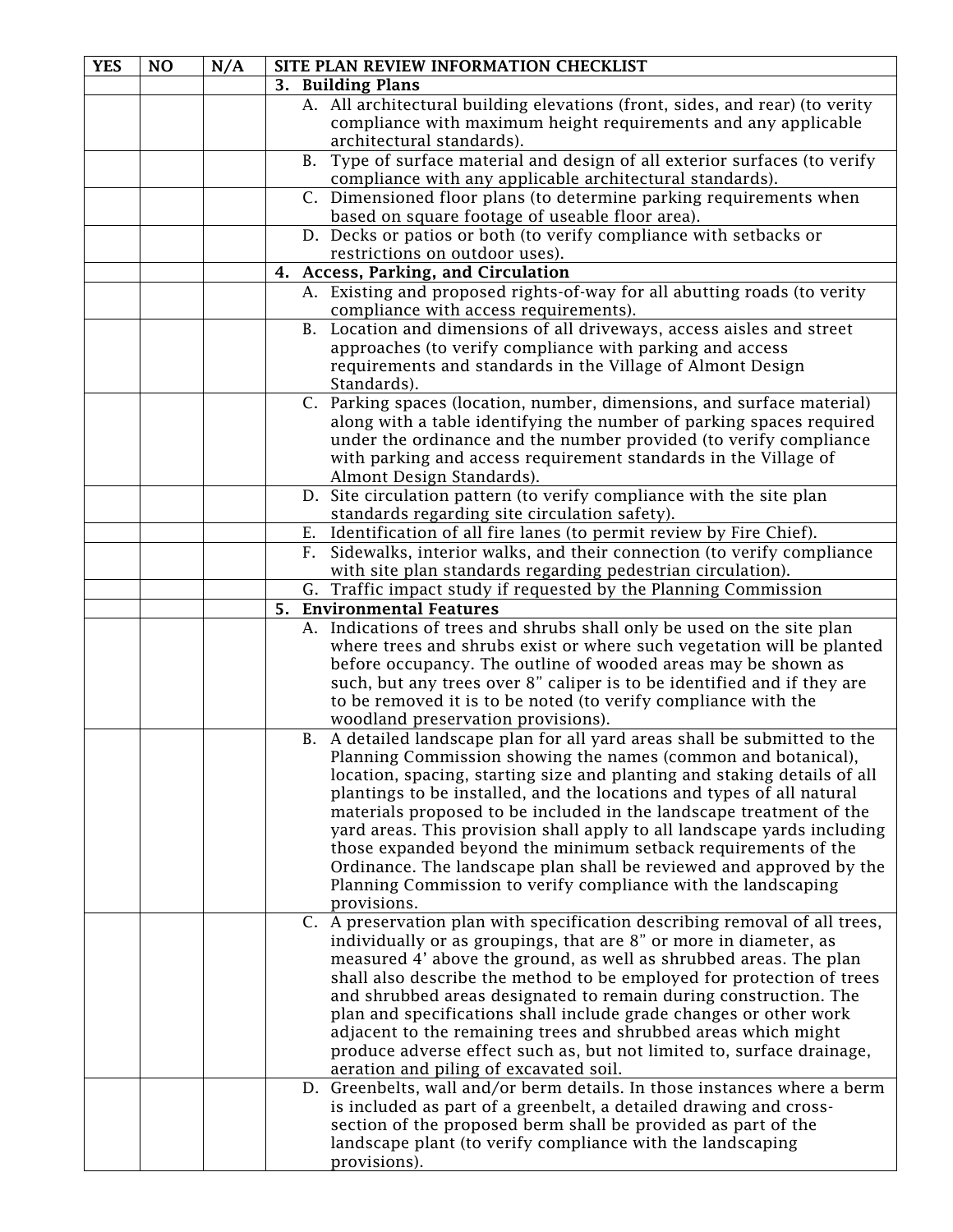| YES | NO | N/A | SITE PLAN REVIEW INFORMATION CHECKLIST |
|---|---|---|---|
| | | | **3. Building Plans** |
| | | | A. All architectural building elevations (front, sides, and rear) (to verity compliance with maximum height requirements and any applicable architectural standards). |
| | | | B. Type of surface material and design of all exterior surfaces (to verify compliance with any applicable architectural standards). |
| | | | C. Dimensioned floor plans (to determine parking requirements when based on square footage of useable floor area). |
| | | | D. Decks or patios or both (to verify compliance with setbacks or restrictions on outdoor uses). |
| | | | **4. Access, Parking, and Circulation** |
| | | | A. Existing and proposed rights-of-way for all abutting roads (to verity compliance with access requirements). |
| | | | B. Location and dimensions of all driveways, access aisles and street approaches (to verify compliance with parking and access requirements and standards in the Village of Almont Design Standards). |
| | | | C. Parking spaces (location, number, dimensions, and surface material) along with a table identifying the number of parking spaces required under the ordinance and the number provided (to verify compliance with parking and access requirement standards in the Village of Almont Design Standards). |
| | | | D. Site circulation pattern (to verify compliance with the site plan standards regarding site circulation safety). |
| | | | E. Identification of all fire lanes (to permit review by Fire Chief). |
| | | | F. Sidewalks, interior walks, and their connection (to verify compliance with site plan standards regarding pedestrian circulation). |
| | | | G. Traffic impact study if requested by the Planning Commission |
| | | | **5. Environmental Features** |
| | | | A. Indications of trees and shrubs shall only be used on the site plan where trees and shrubs exist or where such vegetation will be planted before occupancy. The outline of wooded areas may be shown as such, but any trees over 8" caliper is to be identified and if they are to be removed it is to be noted (to verify compliance with the woodland preservation provisions). |
| | | | B. A detailed landscape plan for all yard areas shall be submitted to the Planning Commission showing the names (common and botanical), location, spacing, starting size and planting and staking details of all plantings to be installed, and the locations and types of all natural materials proposed to be included in the landscape treatment of the yard areas. This provision shall apply to all landscape yards including those expanded beyond the minimum setback requirements of the Ordinance. The landscape plan shall be reviewed and approved by the Planning Commission to verify compliance with the landscaping provisions. |
| | | | C. A preservation plan with specification describing removal of all trees, individually or as groupings, that are 8" or more in diameter, as measured 4' above the ground, as well as shrubbed areas. The plan shall also describe the method to be employed for protection of trees and shrubbed areas designated to remain during construction. The plan and specifications shall include grade changes or other work adjacent to the remaining trees and shrubbed areas which might produce adverse effect such as, but not limited to, surface drainage, aeration and piling of excavated soil. |
| | | | D. Greenbelts, wall and/or berm details. In those instances where a berm is included as part of a greenbelt, a detailed drawing and cross-section of the proposed berm shall be provided as part of the landscape plant (to verify compliance with the landscaping provisions). |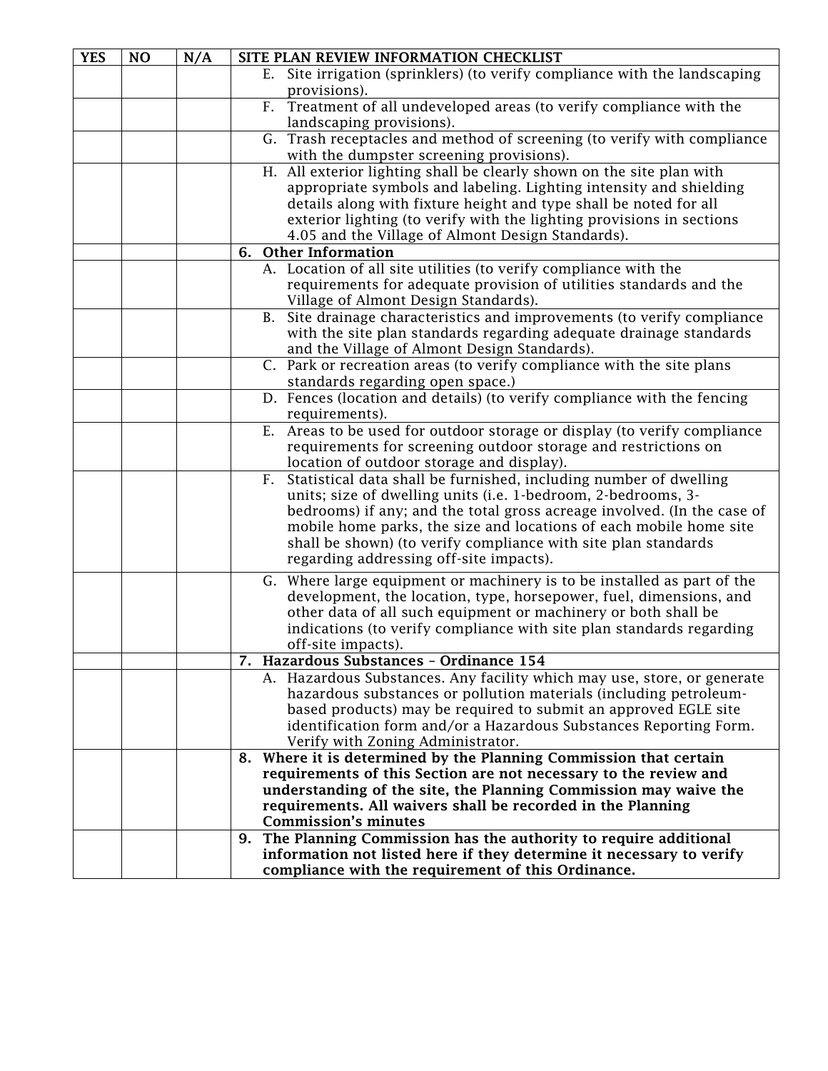| YES | NO | N/A | SITE PLAN REVIEW INFORMATION CHECKLIST |
|---|---|---|---|
| | | | E. Site irrigation (sprinklers) (to verify compliance with the landscaping provisions). |
| | | | F. Treatment of all undeveloped areas (to verify compliance with the landscaping provisions). |
| | | | G. Trash receptacles and method of screening (to verify with compliance with the dumpster screening provisions). |
| | | | H. All exterior lighting shall be clearly shown on the site plan with appropriate symbols and labeling. Lighting intensity and shielding details along with fixture height and type shall be noted for all exterior lighting (to verify with the lighting provisions in sections 4.05 and the Village of Almont Design Standards). |
| | | | **6. Other Information** |
| | | | A. Location of all site utilities (to verify compliance with the requirements for adequate provision of utilities standards and the Village of Almont Design Standards). |
| | | | B. Site drainage characteristics and improvements (to verify compliance with the site plan standards regarding adequate drainage standards and the Village of Almont Design Standards). |
| | | | C. Park or recreation areas (to verify compliance with the site plans standards regarding open space.) |
| | | | D. Fences (location and details) (to verify compliance with the fencing requirements). |
| | | | E. Areas to be used for outdoor storage or display (to verify compliance requirements for screening outdoor storage and restrictions on location of outdoor storage and display). |
| | | | F. Statistical data shall be furnished, including number of dwelling units; size of dwelling units (i.e. 1-bedroom, 2-bedrooms, 3-bedrooms) if any; and the total gross acreage involved. (In the case of mobile home parks, the size and locations of each mobile home site shall be shown) (to verify compliance with site plan standards regarding addressing off-site impacts). |
| | | | G. Where large equipment or machinery is to be installed as part of the development, the location, type, horsepower, fuel, dimensions, and other data of all such equipment or machinery or both shall be indications (to verify compliance with site plan standards regarding off-site impacts). |
| | | | **7. Hazardous Substances – Ordinance 154** |
| | | | A. Hazardous Substances. Any facility which may use, store, or generate hazardous substances or pollution materials (including petroleum-based products) may be required to submit an approved EGLE site identification form and/or a Hazardous Substances Reporting Form. Verify with Zoning Administrator. |
| | | | **8. Where it is determined by the Planning Commission that certain requirements of this Section are not necessary to the review and understanding of the site, the Planning Commission may waive the requirements. All waivers shall be recorded in the Planning Commission's minutes** |
| | | | **9. The Planning Commission has the authority to require additional information not listed here if they determine it necessary to verify compliance with the requirement of this Ordinance.** |